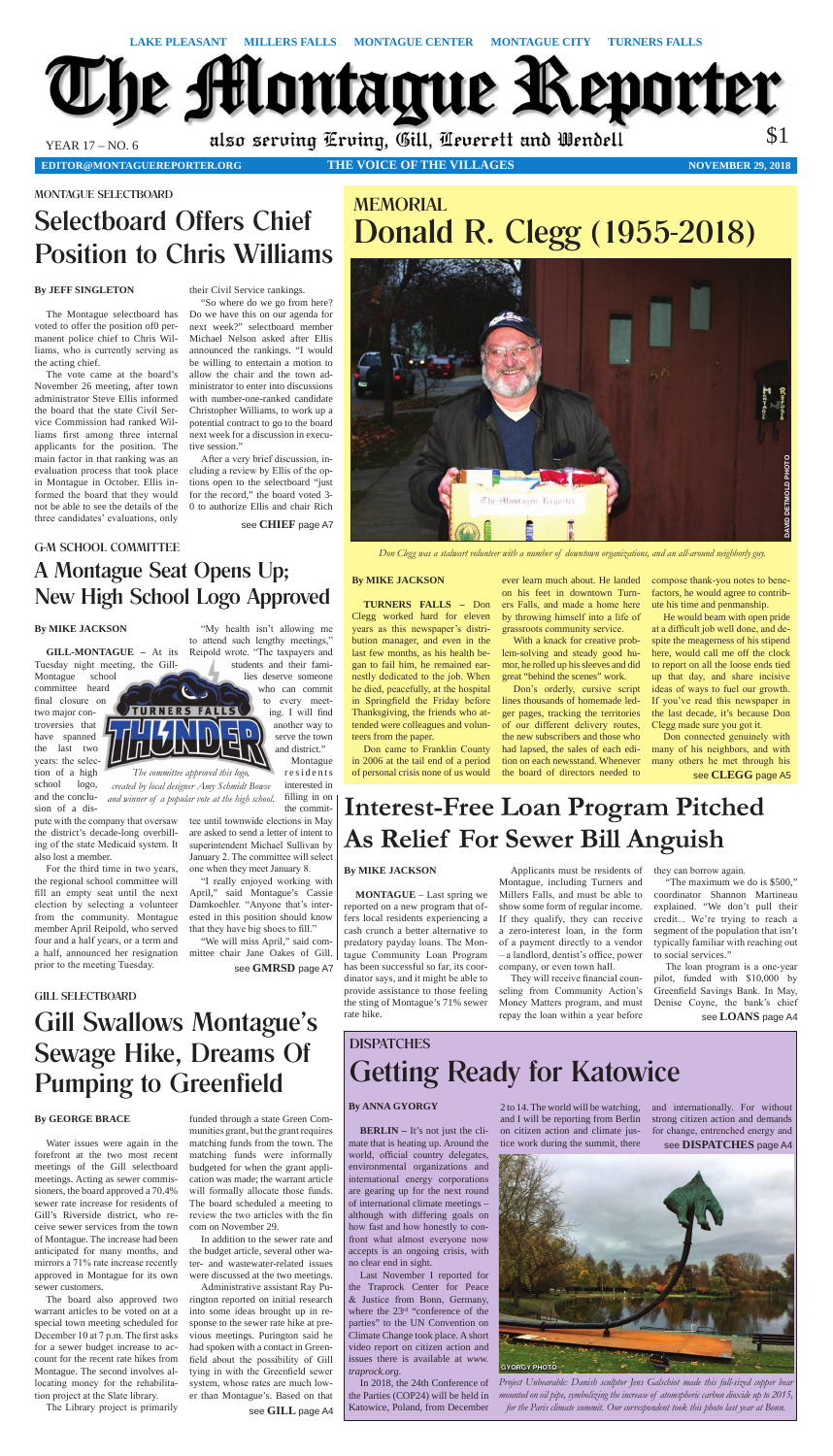LAKE PLEASANT MILLERS FALLS MONTAGUE CENTER MONTAGUE CITY TURNERS FALLS

# The Montague Reporter

YEAR 17 – NO. 6 also serving Erving, Gill, Leverett and Wendell $1

EDITOR@MONTAGUEREPORTER.ORG THE VOICE OF THE VILLAGES NOVEMBER 29, 2018

MONTAGUE SELECTBOARD

## Selectboard Offers Chief Position to Chris Williams

**By JEFF SINGLETON**

The Montague selectboard has voted to offer the position of0 permanent police chief to Chris Williams, who is currently serving as the acting chief.

The vote came at the board's November 26 meeting, after town administrator Steve Ellis informed the board that the state Civil Service Commission had ranked Williams first among three internal applicants for the position. The main factor in that ranking was an evaluation process that took place in Montague in October. Ellis informed the board that they would not be able to see the details of the three candidates' evaluations, only their Civil Service rankings.

"So where do we go from here? Do we have this on our agenda for next week?" selectboard member Michael Nelson asked after Ellis announced the rankings. "I would be willing to entertain a motion to allow the chair and the town administrator to enter into discussions with number-one-ranked candidate Christopher Williams, to work up a potential contract to go to the board next week for a discussion in executive session."

After a very brief discussion, including a review by Ellis of the options open to the selectboard "just for the record," the board voted 3-0 to authorize Ellis and chair Rich

see **CHIEF** page A7

MEMORIAL

## Donald R. Clegg (1955-2018)

*Don Clegg was a stalwart volunteer with a number of downtown organizations, and an all-around neighborly guy.*

DAVID DETMOLD PHOTO

**By MIKE JACKSON**

**TURNERS FALLS –** Don Clegg worked hard for eleven years as this newspaper's distribution manager, and even in the last few months, as his health began to fail him, he remained earnestly dedicated to the job. When he died, peacefully, at the hospital in Springfield the Friday before Thanksgiving, the friends who attended were colleagues and volunteers from the paper.

Don came to Franklin County in 2006 at the tail end of a period of personal crisis none of us would ever learn much about. He landed on his feet in downtown Turners Falls, and made a home here by throwing himself into a life of grassroots community service.

With a knack for creative problem-solving and steady good humor, he rolled up his sleeves and did great "behind the scenes" work.

Don's orderly, cursive script lines thousands of homemade ledger pages, tracking the territories of our different delivery routes, the new subscribers and those who had lapsed, the sales of each edition at each newsstand. Whenever the board of directors needed to compose thank-you notes to benefactors, he would agree to contribute his time and penmanship.

He would beam with open pride at a difficult job well done, and despite the meagerness of his stipend here, would call me off the clock to report on all the loose ends tied up that day, and share incisive ideas of ways to fuel our growth. If you've read this newspaper in the last decade, it's because Don Clegg made sure you got it.

Don connected genuinely with many of his neighbors, and with many others he met through his

see **CLEGG** page A5

G-M SCHOOL COMMITTEE

## A Montague Seat Opens Up; New High School Logo Approved

**By MIKE JACKSON**

**GILL-MONTAGUE –** At its Tuesday night meeting, the Gill-Montague school committee heard final closure on two major controversies that have spanned the last two years: the selection of a high school logo, and the conclusion of a dispute with the company that oversaw the district's decade-long overbilling of the state Medicaid system. It also lost a member.

*The committee approved this logo, created by local designer Amy Schmidt Bowse and winner of a popular vote at the high school.*

For the third time in two years, the regional school committee will fill an empty seat until the next election by selecting a volunteer from the community. Montague member April Reipold, who served four and a half years, or a term and a half, announced her resignation prior to the meeting Tuesday.

"My health isn't allowing me to attend such lengthy meetings," Reipold wrote. "The taxpayers and students and their families deserve someone who can commit to every meeting. I will find another way to serve the town and district."

Montague residents interested in filling in on the committee until townwide elections in May are asked to send a letter of intent to superintendent Michael Sullivan by January 2. The committee will select one when they meet January 8.

"I really enjoyed working with April," said Montague's Cassie Damkoehler. "Anyone that's interested in this position should know that they have big shoes to fill."

"We will miss April," said committee chair Jane Oakes of Gill.

see **GMRSD** page A7

## Interest-Free Loan Program Pitched As Relief For Sewer Bill Anguish

**By MIKE JACKSON**

**MONTAGUE –** Last spring we reported on a new program that offers local residents experiencing a cash crunch a better alternative to predatory payday loans. The Montague Community Loan Program has been successful so far, its coordinator says, and it might be able to provide assistance to those feeling the sting of Montague's 71% sewer rate hike.

Applicants must be residents of Montague, including Turners and Millers Falls, and must be able to show some form of regular income. If they qualify, they can receive a zero-interest loan, in the form of a payment directly to a vendor – a landlord, dentist's office, power company, or even town hall.

They will receive financial counseling from Community Action's Money Matters program, and must repay the loan within a year before they can borrow again.

"The maximum we do is $500," coordinator Shannon Martineau explained. "We don't pull their credit... We're trying to reach a segment of the population that isn't typically familiar with reaching out to social services."

The loan program is a one-year pilot, funded with $10,000 by Greenfield Savings Bank. In May, Denise Coyne, the bank's chief

see **LOANS** page A4

GILL SELECTBOARD

## Gill Swallows Montague's Sewage Hike, Dreams Of Pumping to Greenfield

**By GEORGE BRACE**

Water issues were again in the forefront at the two most recent meetings of the Gill selectboard meetings. Acting as sewer commissioners, the board approved a 70.4% sewer rate increase for residents of Gill's Riverside district, who receive sewer services from the town of Montague. The increase had been anticipated for many months, and mirrors a 71% rate increase recently approved in Montague for its own sewer customers.

The board also approved two warrant articles to be voted on at a special town meeting scheduled for December 10 at 7 p.m. The first asks for a sewer budget increase to account for the recent rate hikes from Montague. The second involves allocating money for the rehabilitation project at the Slate library.

The Library project is primarily funded through a state Green Communities grant, but the grant requires matching funds from the town. The matching funds were informally budgeted for when the grant application was made; the warrant article will formally allocate those funds. The board scheduled a meeting to review the two articles with the fin com on November 29.

In addition to the sewer rate and the budget article, several other water- and wastewater-related issues were discussed at the two meetings.

Administrative assistant Ray Purington reported on initial research into some ideas brought up in response to the sewer rate hike at previous meetings. Purington said he had spoken with a contact in Greenfield about the possibility of Gill tying in with the Greenfield sewer system, whose rates are much lower than Montague's. Based on that

see **GILL** page A4

DISPATCHES

## Getting Ready for Katowice

**By ANNA GYORGY**

**BERLIN –** It's not just the climate that is heating up. Around the world, official country delegates, environmental organizations and international energy corporations are gearing up for the next round of international climate meetings – although with differing goals on how fast and how honestly to confront what almost everyone now accepts is an ongoing crisis, with no clear end in sight.

Last November I reported for the Traprock Center for Peace & Justice from Bonn, Germany, where the 23rd "conference of the parties" to the UN Convention on Climate Change took place. A short video report on citizen action and issues there is available at *www.traprock.org*.

In 2018, the 24th Conference of the Parties (COP24) will be held in Katowice, Poland, from December 2 to 14. The world will be watching, and I will be reporting from Berlin on citizen action and climate justice work during the summit, there and internationally. For without strong citizen action and demands for change, entrenched energy and

see **DISPATCHES** page A4

GYORGY PHOTO

*Project Unbearable: Danish sculptor Jens Galschiøt made this full-sized copper bear mounted on oil pipe, symbolizing the increase of atmospheric carbon dioxide up to 2015, for the Paris climate summit. Our correspondent took this photo last year at Bonn.*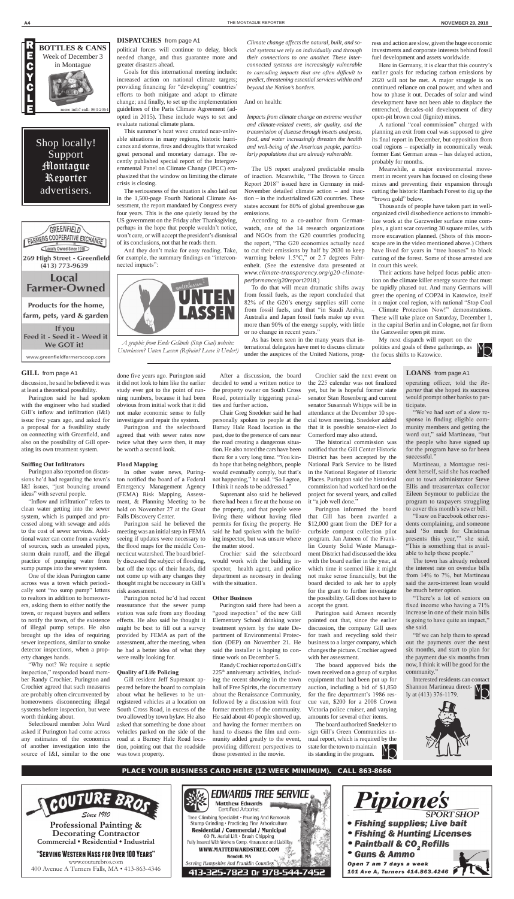**RECYCLE**

**BOTTLES & CANS**
Week of December 3
in Montague

more info? call: 863-2054

Shop locally! Support Montague Reporter advertisers.

GREENFIELD FARMERS COOPERATIVE EXCHANGE
Locally Owned Since 1918
269 High Street - Greenfield
(413) 773-9639

**Local Farmer-Owned**

Products for the home, farm, pets, yard & garden

If you Feed it - Seed it - Weed it We GOT it!

www.greenfieldfarmerscoop.com

## DISPATCHES from page A1

political forces will continue to delay, block needed change, and thus guarantee more and greater disasters ahead.

Goals for this international meeting include: increased action on national climate targets; providing financing for "developing" countries' efforts to both mitigate and adapt to climate change; and finally, to set up the implementation guidelines of the Paris Climate Agreement (adopted in 2015). These include ways to set and evaluate national climate plans.

This summer's heat wave created near-unlivable situations in many regions, historic hurricanes and storms, fires and droughts that wreaked great personal and monetary damage. The recently published special report of the Intergovernmental Panel on Climate Change (IPCC) emphasized that the window on limiting the climate crisis is closing.

The seriousness of the situation is also laid out in the 1,500-page Fourth National Climate Assessment, the report mandated by Congress every four years. This is the one quietly issued by the US government on the Friday after Thanksgiving, perhaps in the hope that people wouldn't notice, won't care, or will accept the president's dismissal of its conclusions, not that he reads them.

And they don't make for easy reading. Take, for example, the summary findings on "interconnected impacts":

*A graphic from Ende Gelände (Stop Coal) website: Unterlassen? Unten Lassen (Refrain? Leave it Under!)*

*Climate change affects the natural, built, and social systems we rely on individually and through their connections to one another. These interconnected systems are increasingly vulnerable to cascading impacts that are often difficult to predict, threatening essential services within and beyond the Nation's borders.*

And on health:

*Impacts from climate change on extreme weather and climate-related events, air quality, and the transmission of disease through insects and pests, food, and water increasingly threaten the health and well-being of the American people, particularly populations that are already vulnerable.*

The US report analyzed predictable results of inaction. Meanwhile, "The Brown to Green Report 2018" issued here in Germany in mid-November detailed climate action – and inaction – in the industrialized G20 countries. These states account for 80% of global greenhouse gas emissions.

According to a co-author from Germanwatch, one of the 14 research organizations and NGOs from the G20 countries producing the report, "The G20 economies actually need to cut their emissions by half by 2030 to keep warming below 1.5°C," or 2.7 degrees Fahrenheit. (See the extensive data presented at *www.climate-transparency.org/g20-climate-performance/g20report2018.*)

To do that will mean dramatic shifts away from fossil fuels, as the report concluded that 82% of the G20's energy supplies still come from fossil fuels, and that "in Saudi Arabia, Australia and Japan fossil fuels make up even more than 90% of the energy supply, with little or no change in recent years."

As has been seen in the many years that international delegates have met to discuss climate under the auspices of the United Nations, progress and action are slow, given the huge economic investments and corporate interests behind fossil fuel development and assets worldwide.

Here in Germany, it is clear that this country's earlier goals for reducing carbon emissions by 2020 will not be met. A major struggle is on continued reliance on coal power, and when and how to phase it out. Decades of solar and wind development have not been able to displace the entrenched, decades-old development of dirty open-pit brown coal (lignite) mines.

A national "coal commission" charged with planning an exit from coal was supposed to give its final report in December, but opposition from coal regions – especially in economically weak former East German areas – has delayed action, probably for months.

Meanwhile, a major environmental movement in recent years has focused on closing these mines and preventing their expansion through cutting the historic Hambach Forest to dig up the "brown gold" below.

Thousands of people have taken part in well-organized civil disobedience actions to immobilize work at the Garzweiler surface mine complex, a giant scar covering 30 square miles, with more excavation planned. (Shots of this moonscape are in the video mentioned above.) Others have lived for years in "tree houses" to block cutting of the forest. Some of those arrested are in court this week.

Their actions have helped focus public attention on the climate killer energy source that must be rapidly phased out. And many Germans will greet the opening of COP24 in Katowice, itself in a major coal region, with national "Stop Coal – Climate Protection Now!" demonstrations. These will take place on Saturday, December 1, in the capital Berlin and in Cologne, not far from the Garzweiler open pit mine.

My next dispatch will report on the politics and goals of these gatherings, as the focus shifts to Katowice.

## GILL from page A1

discussion, he said he believed it was at least a theoretical possibility.

Purington said he had spoken with the engineer who had studied Gill's inflow and infiltration (I&I) issue five years ago, and asked for a proposal for a feasibility study on connecting with Greenfield, and also on the possibility of Gill operating its own treatment system.

### Sniffing Out Infiltrators

Purington also reported on discussions he'd had regarding the town's I&I issues, "just bouncing around ideas" with several people.

"Inflow and infiltration" refers to clean water getting into the sewer system, which is pumped and processed along with sewage and adds to the cost of sewer services. Additional water can come from a variety of sources, such as unsealed pipes, storm drain runoff, and the illegal practice of pumping water from sump pumps into the sewer system.

One of the ideas Purington came across was a town which periodically sent "no sump pump" letters to realtors in addition to homeowners, asking them to either notify the town, or request buyers and sellers to notify the town, of the existence of illegal pump setups. He also brought up the idea of requiring sewer inspections, similar to smoke detector inspections, when a property changes hands.

"Why not? We require a septic inspection," responded board member Randy Crochier. Purington and Crochier agreed that such measures are probably often circumvented by homeowners disconnecting illegal systems before inspection, but were worth thinking about.

Selectboard member John Ward asked if Purington had come across any estimates of the economics of another investigation into the source of I&I, similar to the one done five years ago. Purington said it did not look to him like the earlier study ever got to the point of running numbers, because it had been obvious from initial work that it did not make economic sense to fully investigate and repair the system.

Purington and the selectboard agreed that with sewer rates now twice what they were then, it may be worth a second look.

### Flood Mapping

In other water news, Purington notified the board of a Federal Emergency Management Agency (FEMA) Risk Mapping, Assessment, & Planning Meeting to be held on November 27 at the Great Falls Discovery Center.

Purington said he believed the meeting was an initial step in FEMA seeing if updates were necessary to the flood maps for the middle Connecticut watershed. The board briefly discussed the subject of flooding, but off the tops of their heads, did not come up with any changes they thought might be necessary in Gill's risk assessment.

Purington noted he'd had recent reassurance that the sewer pump station was safe from any flooding effects. He also said he thought it might be best to fill out a survey provided by FEMA as part of the assessment, after the meeting, when he had a better idea of what they were really looking for.

### Quality of Life Policing

Gill resident Jeff Suprenant appeared before the board to complain about what he believes to be unregistered vehicles at a location on South Cross Road, in excess of the two allowed by town bylaw. He also asked that something be done about vehicles parked on the side of the road at a Barney Hale Road location, pointing out that the roadside was town property.

After a discussion, the board decided to send a written notice to the property owner on South Cross Road, potentially triggering penalties and further action.

Chair Greg Snedeker said he had personally spoken to people at the Barney Hale Road location in the past, due to the presence of cars near the road creating a dangerous situation. He also noted the cars have been there for a very long time. "You kinda hope that being neighbors, people would eventually comply, but that's not happening," he said. "So I agree, I think it needs to be addressed."

Suprenant also said he believed there had been a fire at the house on the property, and that people were living there without having filed permits for fixing the property. He said he had spoken with the building inspector, but was unsure where the matter stood.

Crochier said the selectboard would work with the building inspector, health agent, and police department as necessary in dealing with the situation.

### Other Business

Purington said there had been a "good inspection" of the new Gill Elementary School drinking water treatment system by the state Department of Environmental Protection (DEP) on November 21. He said the installer is hoping to continue work on December 5.

Randy Crochier reported on Gill's 225th anniversary activities, including the recent showing in the town hall of Free Spirits, the documentary about the Renaissance Community, followed by a discussion with four former members of the community. He said about 40 people showed up, and having the former members on hand to discuss the film and community added greatly to the event, providing different perspectives to those presented in the movie.

Crochier said the next event on the 225 calendar was not finalized yet, but he is hopeful former state senator Stan Rosenberg and current senator Susannah Whipps will be in attendance at the December 10 special town meeting. Snedeker added that it is possible senator-elect Jo Comerford may also attend.

The historical commission was notified that the Gill Center Historic District has been accepted by the National Park Service to be listed in the National Register of Historic Places. Purington said the historical commission had worked hard on the project for several years, and called it "a job well done."

Purington informed the board that Gill has been awarded a $12,000 grant from the DEP for a curbside compost collection pilot program. Jan Ameen of the Franklin County Solid Waste Management District had discussed the idea with the board earlier in the year, at which time it seemed like it might not make sense financially, but the board decided to ask her to apply for the grant to further investigate the possibility. Gill does not have to accept the grant.

Purington said Ameen recently pointed out that, since the earlier discussion, the company Gill uses for trash and recycling sold their business to a larger company, which changes the picture. Crochier agreed with her assessment.

The board approved bids the town received on a group of surplus equipment that had been put up for auction, including a bid of $1,850 for the fire department's 1986 rescue van, $200 for a 2008 Crown Victoria police cruiser, and varying amounts for several other items.

The board authorized Snedeker to sign Gill's Green Communities annual report, which is required by the state for the town to maintain its standing in the program.

## LOANS from page A1

operating officer, told the *Reporter* that she hoped its success would prompt other banks to participate.

"We've had sort of a slow response in finding eligible community members and getting the word out," said Martineau, "but the people who have signed up for the program have so far been successful."

Martineau, a Montague resident herself, said she has reached out to town administrator Steve Ellis and treasurer/tax collector Eileen Seymour to publicize the program to taxpayers struggling to cover this month's sewer bill.

"I saw on Facebook other residents complaining, and someone said 'So much for Christmas presents this year,'" she said. "This is something that is available to help these people."

The town has already reduced the interest rate on overdue bills from 14% to 7%, but Martineau said the zero-interest loan would be much better option.

"There's a lot of seniors on fixed income who having a 71% increase in one of their main bills is going to have quite an impact," she said.

"If we can help them to spread out the payments over the next six months, and start to plan for the payment due six months from now, I think it will be good for the community."

Interested residents can contact Shannon Martineau directly at (413) 376-1179.

**PLACE YOUR BUSINESS CARD HERE (12 WEEK MINIMUM). CALL 863-8666**

COUTURE BROS
Since 1910
**Professional Painting & Decorating Contractor**
**Commercial • Residential • Industrial**
**"SERVING WESTERN MASS FOR OVER 100 YEARS"**
www.couturebros.com
400 Avenue A Turners Falls, MA • 413-863-4346

**EDWARDS TREE SERVICE**
Matthew Edwards
Certified Arborist
Tree Climbing Specialist • Pruning And Removals
Stump Grinding • Practicing Fine Arboriculture
**Residential / Commercial / Municipal**
60 Ft. Aerial Lift • Brush Chipping
Fully Insured With Workers Comp. • Insurance and Liability
**WWW.MATTEDWARDSTREE.COM**
Wendell, MA
Serving Hampshire And Franklin Counties
**413-325-7823 or 978-544-7452**

**Pipione's SPORT SHOP**
• Fishing supplies; Live bait
• Fishing & Hunting Licenses
• Paintball & $CO_2$ Refills
• Guns & Ammo
Open 7 am 7 days a week
101 Ave A, Turners 414.863.4246